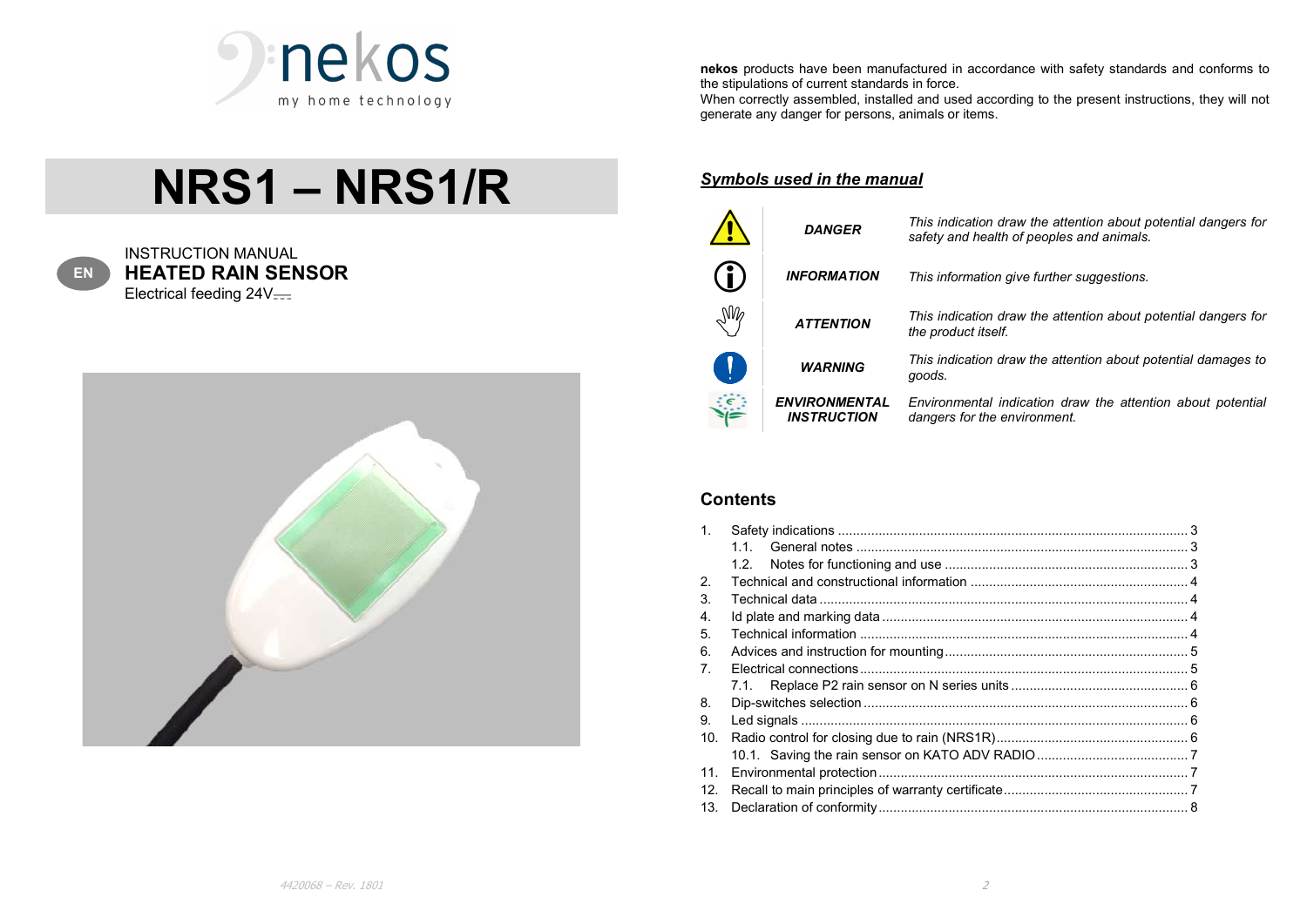nekos
my home technology

# NRS1 – NRS1/R

EN

INSTRUCTION MANUAL
**HEATED RAIN SENSOR**
Electrical feeding 24V⎓

**nekos** products have been manufactured in accordance with safety standards and conforms to the stipulations of current standards in force.
When correctly assembled, installed and used according to the present instructions, they will not generate any danger for persons, animals or items.

## *Symbols used in the manual*

| Symbol | Name | Description |
|---|---|---|
| ⚠ | ***DANGER*** | *This indication draw the attention about potential dangers for safety and health of peoples and animals.* |
| ⓘ | ***INFORMATION*** | *This information give further suggestions.* |
| ✋ | ***ATTENTION*** | *This indication draw the attention about potential dangers for the product itself.* |
| ! | ***WARNING*** | *This indication draw the attention about potential damages to goods.* |
| ✿ | ***ENVIRONMENTAL INSTRUCTION*** | *Environmental indication draw the attention about potential dangers for the environment.* |

## Contents

1. Safety indications ..... 3
   - 1.1. General notes ..... 3
   - 1.2. Notes for functioning and use ..... 3
2. Technical and constructional information ..... 4
3. Technical data ..... 4
4. Id plate and marking data ..... 4
5. Technical information ..... 4
6. Advices and instruction for mounting ..... 5
7. Electrical connections ..... 5
   - 7.1. Replace P2 rain sensor on N series units ..... 6
8. Dip-switches selection ..... 6
9. Led signals ..... 6
10. Radio control for closing due to rain (NRS1R) ..... 6
    - 10.1. Saving the rain sensor on KATO ADV RADIO ..... 7
11. Environmental protection ..... 7
12. Recall to main principles of warranty certificate ..... 7
13. Declaration of conformity ..... 8

4420068 – Rev. 1801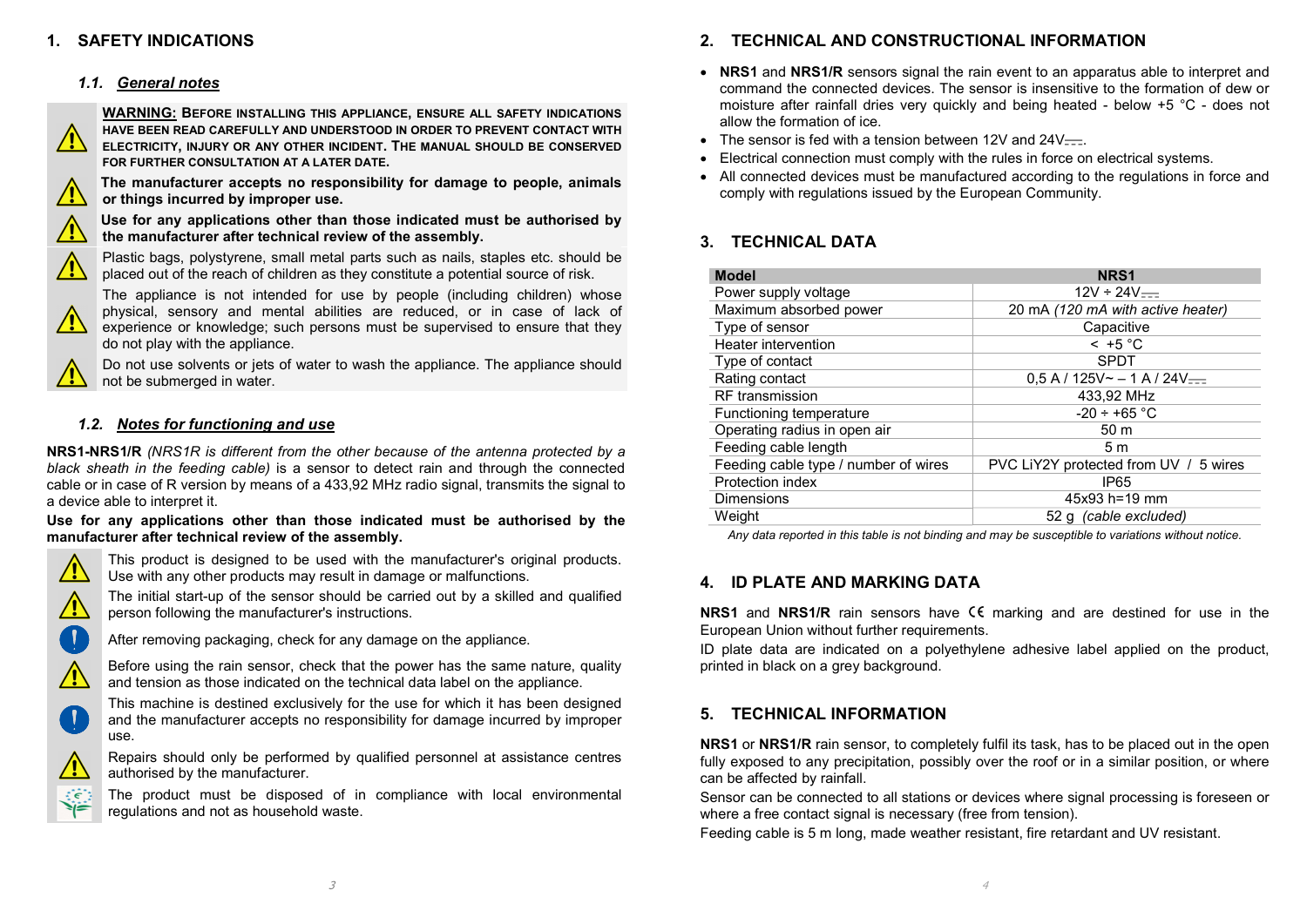# 1. SAFETY INDICATIONS

## 1.1. *General notes*

**WARNING: BEFORE INSTALLING THIS APPLIANCE, ENSURE ALL SAFETY INDICATIONS HAVE BEEN READ CAREFULLY AND UNDERSTOOD IN ORDER TO PREVENT CONTACT WITH ELECTRICITY, INJURY OR ANY OTHER INCIDENT. THE MANUAL SHOULD BE CONSERVED FOR FURTHER CONSULTATION AT A LATER DATE.**

**The manufacturer accepts no responsibility for damage to people, animals or things incurred by improper use.**

**Use for any applications other than those indicated must be authorised by the manufacturer after technical review of the assembly.**

Plastic bags, polystyrene, small metal parts such as nails, staples etc. should be placed out of the reach of children as they constitute a potential source of risk.

The appliance is not intended for use by people (including children) whose physical, sensory and mental abilities are reduced, or in case of lack of experience or knowledge; such persons must be supervised to ensure that they do not play with the appliance.

Do not use solvents or jets of water to wash the appliance. The appliance should not be submerged in water.

## 1.2. *Notes for functioning and use*

**NRS1-NRS1/R** *(NRS1R is different from the other because of the antenna protected by a black sheath in the feeding cable)* is a sensor to detect rain and through the connected cable or in case of R version by means of a 433,92 MHz radio signal, transmits the signal to a device able to interpret it.

**Use for any applications other than those indicated must be authorised by the manufacturer after technical review of the assembly.**

This product is designed to be used with the manufacturer's original products. Use with any other products may result in damage or malfunctions.

The initial start-up of the sensor should be carried out by a skilled and qualified person following the manufacturer's instructions.

After removing packaging, check for any damage on the appliance.

Before using the rain sensor, check that the power has the same nature, quality and tension as those indicated on the technical data label on the appliance.

This machine is destined exclusively for the use for which it has been designed and the manufacturer accepts no responsibility for damage incurred by improper use.

Repairs should only be performed by qualified personnel at assistance centres authorised by the manufacturer.

The product must be disposed of in compliance with local environmental regulations and not as household waste.

# 2. TECHNICAL AND CONSTRUCTIONAL INFORMATION

- **NRS1** and **NRS1/R** sensors signal the rain event to an apparatus able to interpret and command the connected devices. The sensor is insensitive to the formation of dew or moisture after rainfall dries very quickly and being heated - below +5 °C - does not allow the formation of ice.
- The sensor is fed with a tension between 12V and 24V⎓.
- Electrical connection must comply with the rules in force on electrical systems.
- All connected devices must be manufactured according to the regulations in force and comply with regulations issued by the European Community.

# 3. TECHNICAL DATA

| Model | NRS1 |
|---|---|
| Power supply voltage | 12V ÷ 24V⎓ |
| Maximum absorbed power | 20 mA *(120 mA with active heater)* |
| Type of sensor | Capacitive |
| Heater intervention | < +5 °C |
| Type of contact | SPDT |
| Rating contact | 0,5 A / 125V~ – 1 A / 24V⎓ |
| RF transmission | 433,92 MHz |
| Functioning temperature | -20 ÷ +65 °C |
| Operating radius in open air | 50 m |
| Feeding cable length | 5 m |
| Feeding cable type / number of wires | PVC LiY2Y protected from UV / 5 wires |
| Protection index | IP65 |
| Dimensions | 45x93 h=19 mm |
| Weight | 52 g *(cable excluded)* |

*Any data reported in this table is not binding and may be susceptible to variations without notice.*

# 4. ID PLATE AND MARKING DATA

**NRS1** and **NRS1/R** rain sensors have CE marking and are destined for use in the European Union without further requirements.

ID plate data are indicated on a polyethylene adhesive label applied on the product, printed in black on a grey background.

# 5. TECHNICAL INFORMATION

**NRS1** or **NRS1/R** rain sensor, to completely fulfil its task, has to be placed out in the open fully exposed to any precipitation, possibly over the roof or in a similar position, or where can be affected by rainfall.

Sensor can be connected to all stations or devices where signal processing is foreseen or where a free contact signal is necessary (free from tension).

Feeding cable is 5 m long, made weather resistant, fire retardant and UV resistant.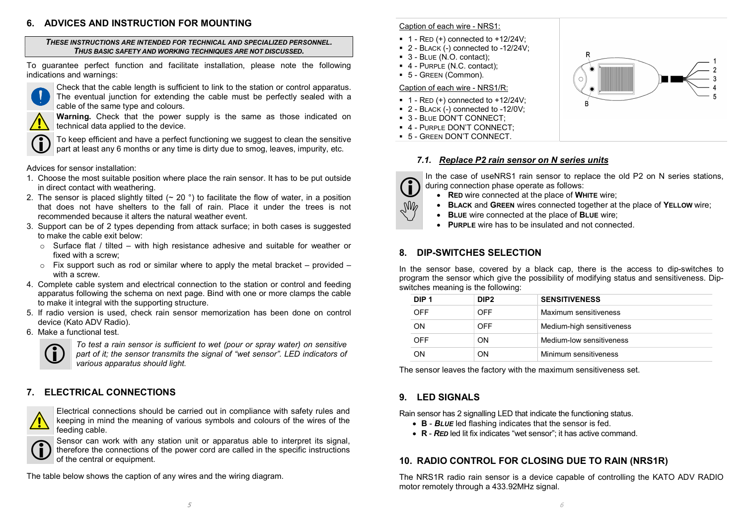## 6. ADVICES AND INSTRUCTION FOR MOUNTING

***THESE INSTRUCTIONS ARE INTENDED FOR TECHNICAL AND SPECIALIZED PERSONNEL. THUS BASIC SAFETY AND WORKING TECHNIQUES ARE NOT DISCUSSED.***

To guarantee perfect function and facilitate installation, please note the following indications and warnings:

Check that the cable length is sufficient to link to the station or control apparatus. The eventual junction for extending the cable must be perfectly sealed with a cable of the same type and colours.

**Warning.** Check that the power supply is the same as those indicated on technical data applied to the device.

To keep efficient and have a perfect functioning we suggest to clean the sensitive part at least any 6 months or any time is dirty due to smog, leaves, impurity, etc.

Advices for sensor installation:

1. Choose the most suitable position where place the rain sensor. It has to be put outside in direct contact with weathering.
2. The sensor is placed slightly tilted (~ 20 °) to facilitate the flow of water, in a position that does not have shelters to the fall of rain. Place it under the trees is not recommended because it alters the natural weather event.
3. Support can be of 2 types depending from attack surface; in both cases is suggested to make the cable exit below:
   - Surface flat / tilted – with high resistance adhesive and suitable for weather or fixed with a screw;
   - Fix support such as rod or similar where to apply the metal bracket – provided – with a screw.
4. Complete cable system and electrical connection to the station or control and feeding apparatus following the schema on next page. Bind with one or more clamps the cable to make it integral with the supporting structure.
5. If radio version is used, check rain sensor memorization has been done on control device (Kato ADV Radio).
6. Make a functional test.

*To test a rain sensor is sufficient to wet (pour or spray water) on sensitive part of it; the sensor transmits the signal of "wet sensor". LED indicators of various apparatus should light.*

## 7. ELECTRICAL CONNECTIONS

Electrical connections should be carried out in compliance with safety rules and keeping in mind the meaning of various symbols and colours of the wires of the feeding cable.

Sensor can work with any station unit or apparatus able to interpret its signal, therefore the connections of the power cord are called in the specific instructions of the central or equipment.

The table below shows the caption of any wires and the wiring diagram.

Caption of each wire - NRS1:

- 1 - RED (+) connected to +12/24V;
- 2 - BLACK (-) connected to -12/24V;
- 3 - BLUE (N.O. contact);
- 4 - PURPLE (N.C. contact);
- 5 - GREEN (Common).

Caption of each wire - NRS1/R:

- 1 - RED (+) connected to +12/24V;
- 2 - BLACK (-) connected to -12/0V;
- 3 - BLUE DON'T CONNECT;
- 4 - PURPLE DON'T CONNECT;
- 5 - GREEN DON'T CONNECT.

### *7.1. Replace P2 rain sensor on N series units*

In the case of useNRS1 rain sensor to replace the old P2 on N series stations, during connection phase operate as follows:

- **RED** wire connected at the place of **WHITE** wire;
- **BLACK** and **GREEN** wires connected together at the place of **YELLOW** wire;
- **BLUE** wire connected at the place of **BLUE** wire;
- **PURPLE** wire has to be insulated and not connected.

## 8. DIP-SWITCHES SELECTION

In the sensor base, covered by a black cap, there is the access to dip-switches to program the sensor which give the possibility of modifying status and sensitiveness. Dip-switches meaning is the following:

| DIP 1 | DIP2 | SENSITIVENESS |
|---|---|---|
| OFF | OFF | Maximum sensitiveness |
| ON | OFF | Medium-high sensitiveness |
| OFF | ON | Medium-low sensitiveness |
| ON | ON | Minimum sensitiveness |

The sensor leaves the factory with the maximum sensitiveness set.

## 9. LED SIGNALS

Rain sensor has 2 signalling LED that indicate the functioning status.

- **B** - ***BLUE*** led flashing indicates that the sensor is fed.
- **R** - ***RED*** led lit fix indicates "wet sensor"; it has active command.

## 10. RADIO CONTROL FOR CLOSING DUE TO RAIN (NRS1R)

The NRS1R radio rain sensor is a device capable of controlling the KATO ADV RADIO motor remotely through a 433.92MHz signal.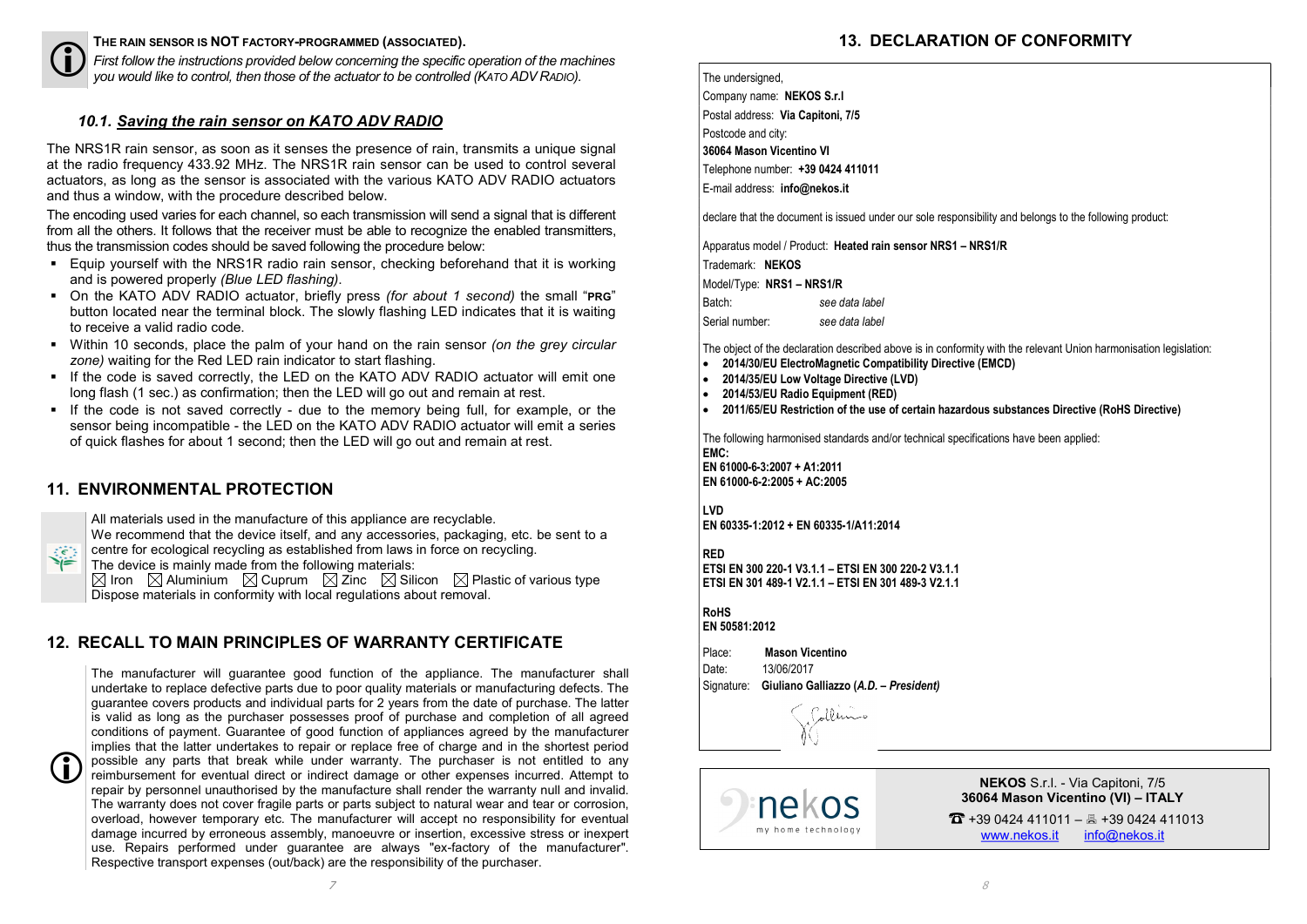**THE RAIN SENSOR IS NOT FACTORY-PROGRAMMED (ASSOCIATED).**

*First follow the instructions provided below concerning the specific operation of the machines you would like to control, then those of the actuator to be controlled (KATO ADV RADIO).*

### *10.1. Saving the rain sensor on KATO ADV RADIO*

The NRS1R rain sensor, as soon as it senses the presence of rain, transmits a unique signal at the radio frequency 433.92 MHz. The NRS1R rain sensor can be used to control several actuators, as long as the sensor is associated with the various KATO ADV RADIO actuators and thus a window, with the procedure described below.

The encoding used varies for each channel, so each transmission will send a signal that is different from all the others. It follows that the receiver must be able to recognize the enabled transmitters, thus the transmission codes should be saved following the procedure below:

- Equip yourself with the NRS1R radio rain sensor, checking beforehand that it is working and is powered properly *(Blue LED flashing)*.
- On the KATO ADV RADIO actuator, briefly press *(for about 1 second)* the small "**PRG**" button located near the terminal block. The slowly flashing LED indicates that it is waiting to receive a valid radio code.
- Within 10 seconds, place the palm of your hand on the rain sensor *(on the grey circular zone)* waiting for the Red LED rain indicator to start flashing.
- If the code is saved correctly, the LED on the KATO ADV RADIO actuator will emit one long flash (1 sec.) as confirmation; then the LED will go out and remain at rest.
- If the code is not saved correctly - due to the memory being full, for example, or the sensor being incompatible - the LED on the KATO ADV RADIO actuator will emit a series of quick flashes for about 1 second; then the LED will go out and remain at rest.

## 11. ENVIRONMENTAL PROTECTION

All materials used in the manufacture of this appliance are recyclable.
We recommend that the device itself, and any accessories, packaging, etc. be sent to a centre for ecological recycling as established from laws in force on recycling.
The device is mainly made from the following materials:
☒ Iron ☒ Aluminium ☒ Cuprum ☒ Zinc ☒ Silicon ☒ Plastic of various type
Dispose materials in conformity with local regulations about removal.

## 12. RECALL TO MAIN PRINCIPLES OF WARRANTY CERTIFICATE

The manufacturer will guarantee good function of the appliance. The manufacturer shall undertake to replace defective parts due to poor quality materials or manufacturing defects. The guarantee covers products and individual parts for 2 years from the date of purchase. The latter is valid as long as the purchaser possesses proof of purchase and completion of all agreed conditions of payment. Guarantee of good function of appliances agreed by the manufacturer implies that the latter undertakes to repair or replace free of charge and in the shortest period possible any parts that break while under warranty. The purchaser is not entitled to any reimbursement for eventual direct or indirect damage or other expenses incurred. Attempt to repair by personnel unauthorised by the manufacturer shall render the warranty null and invalid. The warranty does not cover fragile parts or parts subject to natural wear and tear or corrosion, overload, however temporary etc. The manufacturer will accept no responsibility for eventual damage incurred by erroneous assembly, manoeuvre or insertion, excessive stress or inexpert use. Repairs performed under guarantee are always "ex-factory of the manufacturer". Respective transport expenses (out/back) are the responsibility of the purchaser.

## 13. DECLARATION OF CONFORMITY

The undersigned,
Company name: **NEKOS S.r.l**
Postal address: **Via Capitoni, 7/5**
Postcode and city:
**36064 Mason Vicentino VI**
Telephone number: **+39 0424 411011**
E-mail address: **info@nekos.it**

declare that the document is issued under our sole responsibility and belongs to the following product:

Apparatus model / Product: **Heated rain sensor NRS1 – NRS1/R**
Trademark: **NEKOS**
Model/Type: **NRS1 – NRS1/R**
Batch: *see data label*
Serial number: *see data label*

The object of the declaration described above is in conformity with the relevant Union harmonisation legislation:

- **2014/30/EU ElectroMagnetic Compatibility Directive (EMCD)**
- **2014/35/EU Low Voltage Directive (LVD)**
- **2014/53/EU Radio Equipment (RED)**
- **2011/65/EU Restriction of the use of certain hazardous substances Directive (RoHS Directive)**

The following harmonised standards and/or technical specifications have been applied:

**EMC:**
**EN 61000-6-3:2007 + A1:2011**
**EN 61000-6-2:2005 + AC:2005**

**LVD**
**EN 60335-1:2012 + EN 60335-1/A11:2014**

**RED**
**ETSI EN 300 220-1 V3.1.1 – ETSI EN 300 220-2 V3.1.1**
**ETSI EN 301 489-1 V2.1.1 – ETSI EN 301 489-3 V2.1.1**

**RoHS**
**EN 50581:2012**

Place: **Mason Vicentino**
Date: 13/06/2017
Signature: **Giuliano Galliazzo (*A.D. – President*)**

nekos
my home technology

**NEKOS** S.r.l. - Via Capitoni, 7/5
**36064 Mason Vicentino (VI) – ITALY**
☎ +39 0424 411011 – 🖷 +39 0424 411013
www.nekos.it info@nekos.it